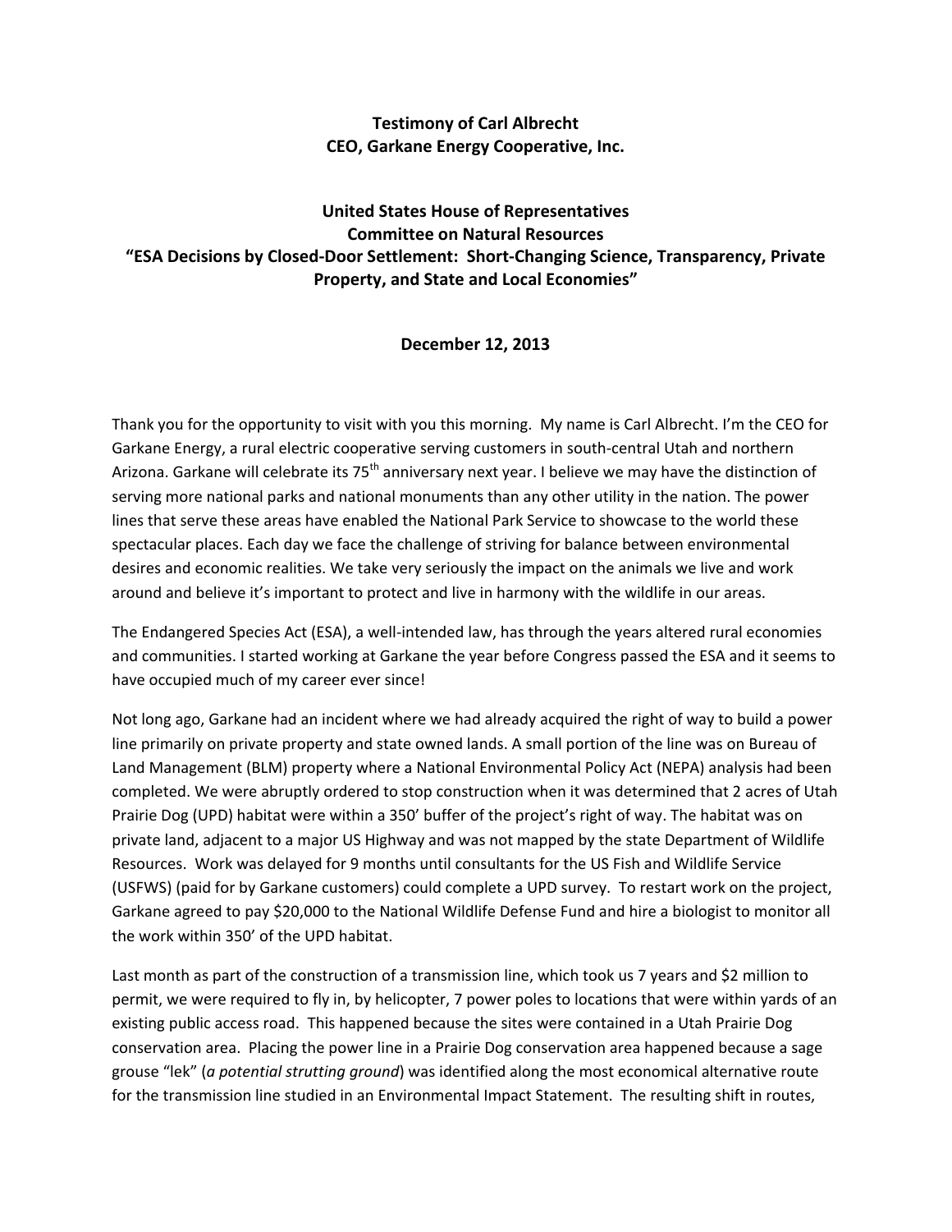**Testimony of Carl Albrecht**
**CEO, Garkane Energy Cooperative, Inc.**

**United States House of Representatives**
**Committee on Natural Resources**
**"ESA Decisions by Closed-Door Settlement: Short-Changing Science, Transparency, Private Property, and State and Local Economies"**

**December 12, 2013**

Thank you for the opportunity to visit with you this morning. My name is Carl Albrecht. I'm the CEO for Garkane Energy, a rural electric cooperative serving customers in south-central Utah and northern Arizona. Garkane will celebrate its 75th anniversary next year. I believe we may have the distinction of serving more national parks and national monuments than any other utility in the nation. The power lines that serve these areas have enabled the National Park Service to showcase to the world these spectacular places. Each day we face the challenge of striving for balance between environmental desires and economic realities. We take very seriously the impact on the animals we live and work around and believe it's important to protect and live in harmony with the wildlife in our areas.

The Endangered Species Act (ESA), a well-intended law, has through the years altered rural economies and communities. I started working at Garkane the year before Congress passed the ESA and it seems to have occupied much of my career ever since!

Not long ago, Garkane had an incident where we had already acquired the right of way to build a power line primarily on private property and state owned lands. A small portion of the line was on Bureau of Land Management (BLM) property where a National Environmental Policy Act (NEPA) analysis had been completed. We were abruptly ordered to stop construction when it was determined that 2 acres of Utah Prairie Dog (UPD) habitat were within a 350' buffer of the project's right of way. The habitat was on private land, adjacent to a major US Highway and was not mapped by the state Department of Wildlife Resources. Work was delayed for 9 months until consultants for the US Fish and Wildlife Service (USFWS) (paid for by Garkane customers) could complete a UPD survey. To restart work on the project, Garkane agreed to pay $20,000 to the National Wildlife Defense Fund and hire a biologist to monitor all the work within 350' of the UPD habitat.

Last month as part of the construction of a transmission line, which took us 7 years and $2 million to permit, we were required to fly in, by helicopter, 7 power poles to locations that were within yards of an existing public access road. This happened because the sites were contained in a Utah Prairie Dog conservation area. Placing the power line in a Prairie Dog conservation area happened because a sage grouse "lek" (*a potential strutting ground*) was identified along the most economical alternative route for the transmission line studied in an Environmental Impact Statement. The resulting shift in routes,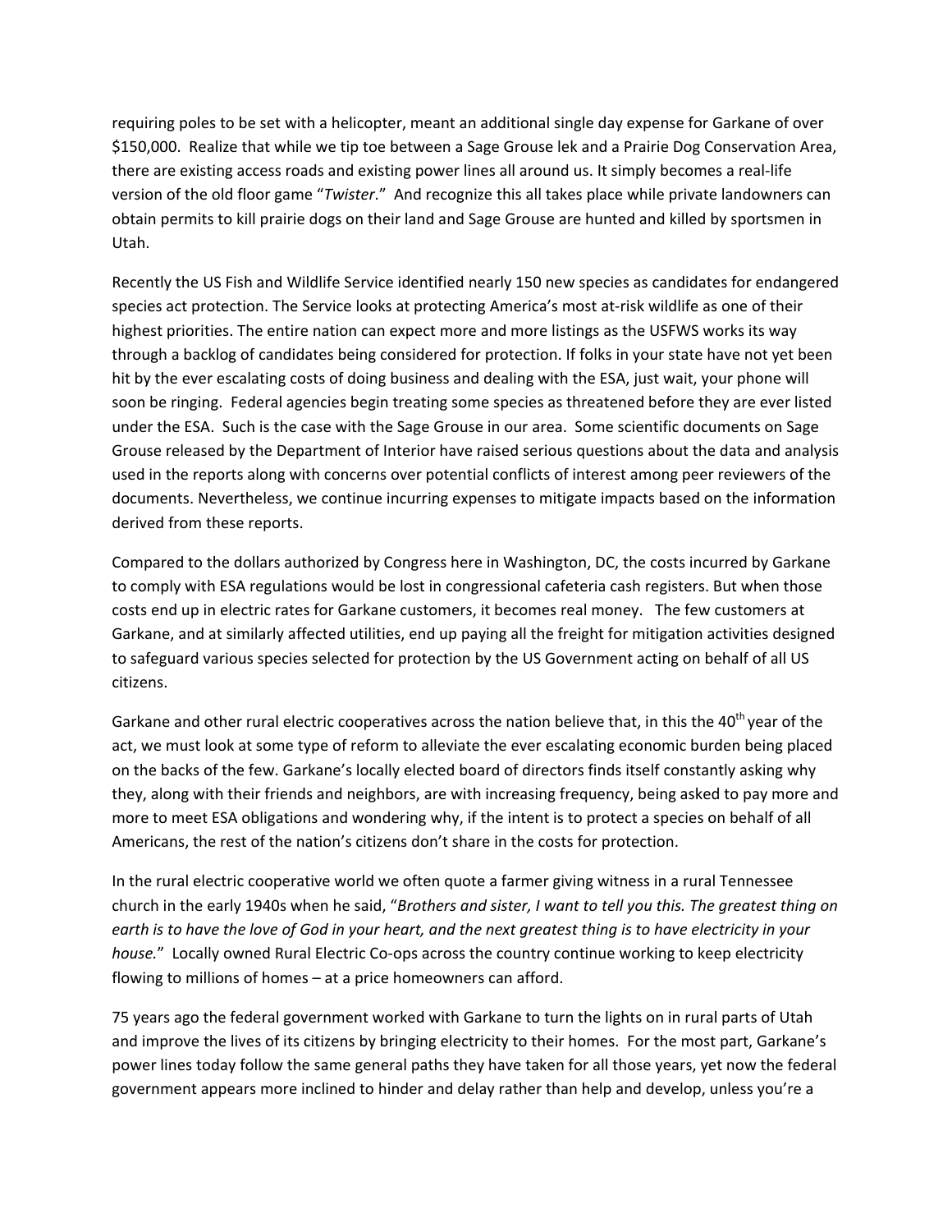requiring poles to be set with a helicopter, meant an additional single day expense for Garkane of over $150,000. Realize that while we tip toe between a Sage Grouse lek and a Prairie Dog Conservation Area, there are existing access roads and existing power lines all around us. It simply becomes a real-life version of the old floor game "*Twister*." And recognize this all takes place while private landowners can obtain permits to kill prairie dogs on their land and Sage Grouse are hunted and killed by sportsmen in Utah.

Recently the US Fish and Wildlife Service identified nearly 150 new species as candidates for endangered species act protection. The Service looks at protecting America's most at-risk wildlife as one of their highest priorities. The entire nation can expect more and more listings as the USFWS works its way through a backlog of candidates being considered for protection. If folks in your state have not yet been hit by the ever escalating costs of doing business and dealing with the ESA, just wait, your phone will soon be ringing. Federal agencies begin treating some species as threatened before they are ever listed under the ESA. Such is the case with the Sage Grouse in our area. Some scientific documents on Sage Grouse released by the Department of Interior have raised serious questions about the data and analysis used in the reports along with concerns over potential conflicts of interest among peer reviewers of the documents. Nevertheless, we continue incurring expenses to mitigate impacts based on the information derived from these reports.

Compared to the dollars authorized by Congress here in Washington, DC, the costs incurred by Garkane to comply with ESA regulations would be lost in congressional cafeteria cash registers. But when those costs end up in electric rates for Garkane customers, it becomes real money. The few customers at Garkane, and at similarly affected utilities, end up paying all the freight for mitigation activities designed to safeguard various species selected for protection by the US Government acting on behalf of all US citizens.

Garkane and other rural electric cooperatives across the nation believe that, in this the 40th year of the act, we must look at some type of reform to alleviate the ever escalating economic burden being placed on the backs of the few. Garkane's locally elected board of directors finds itself constantly asking why they, along with their friends and neighbors, are with increasing frequency, being asked to pay more and more to meet ESA obligations and wondering why, if the intent is to protect a species on behalf of all Americans, the rest of the nation's citizens don't share in the costs for protection.

In the rural electric cooperative world we often quote a farmer giving witness in a rural Tennessee church in the early 1940s when he said, "*Brothers and sister, I want to tell you this. The greatest thing on earth is to have the love of God in your heart, and the next greatest thing is to have electricity in your house.*" Locally owned Rural Electric Co-ops across the country continue working to keep electricity flowing to millions of homes – at a price homeowners can afford.

75 years ago the federal government worked with Garkane to turn the lights on in rural parts of Utah and improve the lives of its citizens by bringing electricity to their homes. For the most part, Garkane's power lines today follow the same general paths they have taken for all those years, yet now the federal government appears more inclined to hinder and delay rather than help and develop, unless you're a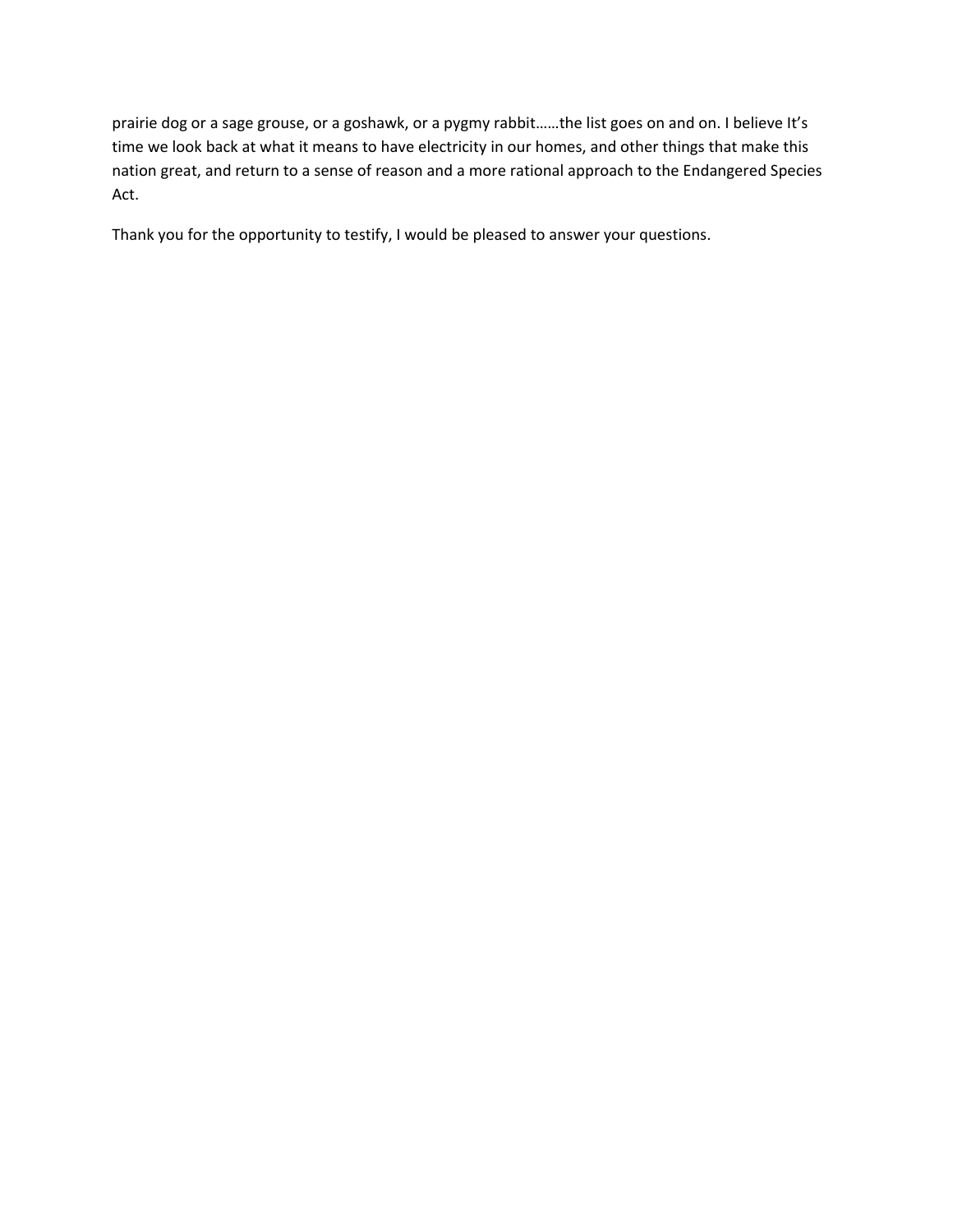prairie dog or a sage grouse, or a goshawk, or a pygmy rabbit……the list goes on and on. I believe It's time we look back at what it means to have electricity in our homes, and other things that make this nation great, and return to a sense of reason and a more rational approach to the Endangered Species Act.

Thank you for the opportunity to testify, I would be pleased to answer your questions.